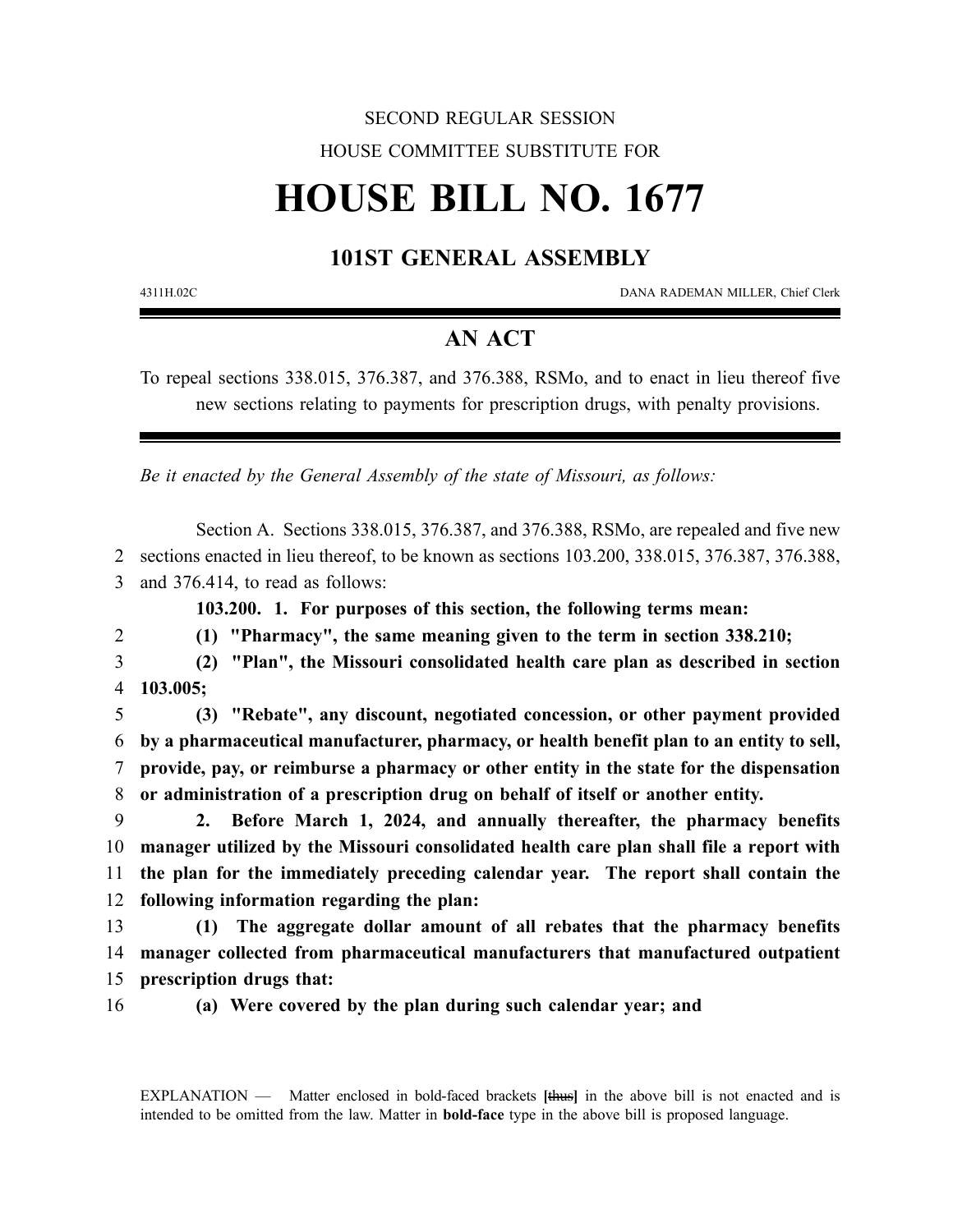SECOND REGULAR SESSION

HOUSE COMMITTEE SUBSTITUTE FOR

# HOUSE BILL NO. 1677

## 101ST GENERAL ASSEMBLY

4311H.02C DANA RADEMAN MILLER, Chief Clerk

## AN ACT

To repeal sections 338.015, 376.387, and 376.388, RSMo, and to enact in lieu thereof five new sections relating to payments for prescription drugs, with penalty provisions.

*Be it enacted by the General Assembly of the state of Missouri, as follows:*

Section A. Sections 338.015, 376.387, and 376.388, RSMo, are repealed and five new sections enacted in lieu thereof, to be known as sections 103.200, 338.015, 376.387, 376.388, and 376.414, to read as follows:

**103.200. 1. For purposes of this section, the following terms mean:**

**(1) "Pharmacy", the same meaning given to the term in section 338.210;**

**(2) "Plan", the Missouri consolidated health care plan as described in section 103.005;**

**(3) "Rebate", any discount, negotiated concession, or other payment provided by a pharmaceutical manufacturer, pharmacy, or health benefit plan to an entity to sell, provide, pay, or reimburse a pharmacy or other entity in the state for the dispensation or administration of a prescription drug on behalf of itself or another entity.**

**2. Before March 1, 2024, and annually thereafter, the pharmacy benefits manager utilized by the Missouri consolidated health care plan shall file a report with the plan for the immediately preceding calendar year. The report shall contain the following information regarding the plan:**

**(1) The aggregate dollar amount of all rebates that the pharmacy benefits manager collected from pharmaceutical manufacturers that manufactured outpatient prescription drugs that:**

**(a) Were covered by the plan during such calendar year; and**

EXPLANATION — Matter enclosed in bold-faced brackets **[thus]** in the above bill is not enacted and is intended to be omitted from the law. Matter in **bold-face** type in the above bill is proposed language.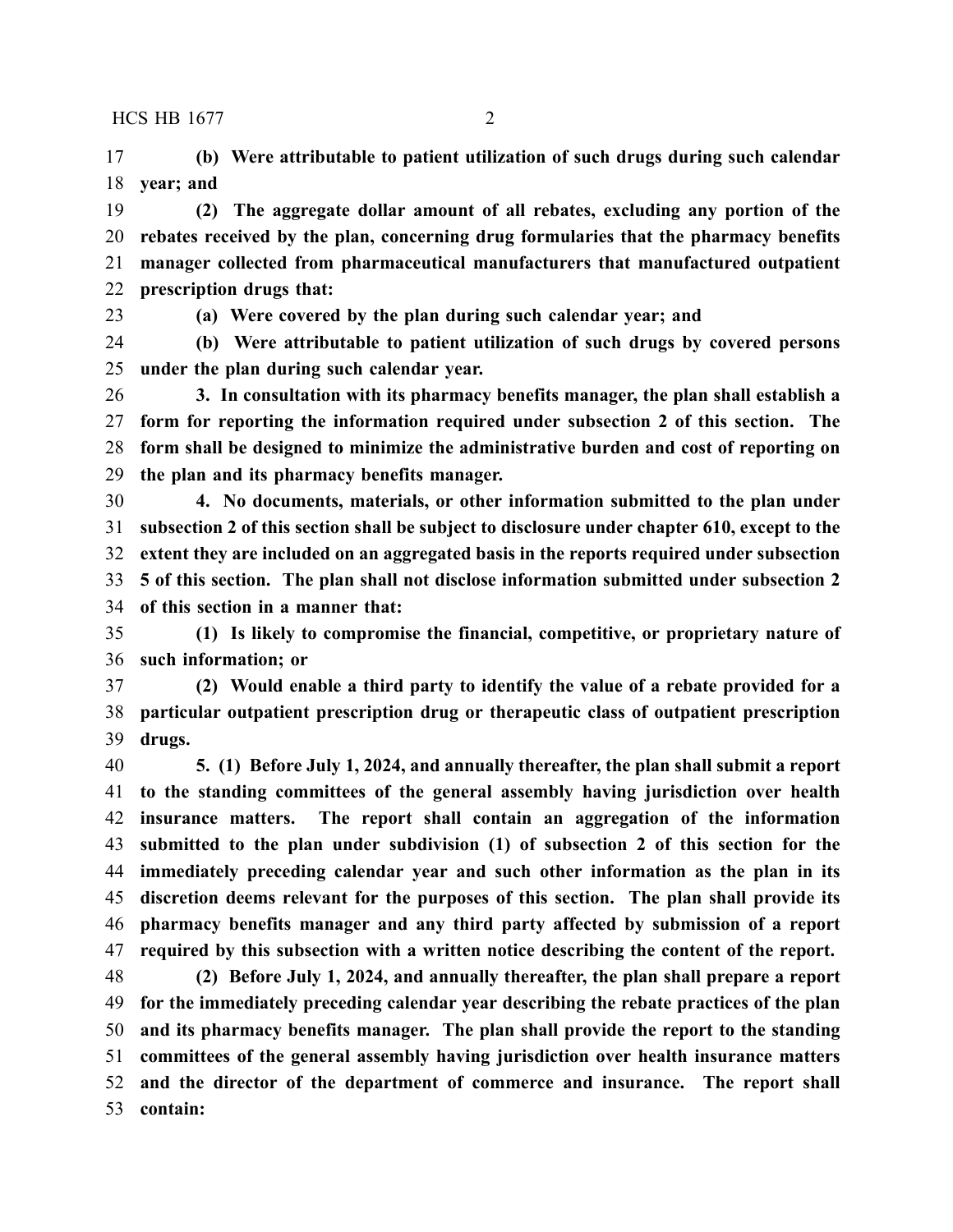**(b) Were attributable to patient utilization of such drugs during such calendar year; and**

**(2) The aggregate dollar amount of all rebates, excluding any portion of the rebates received by the plan, concerning drug formularies that the pharmacy benefits manager collected from pharmaceutical manufacturers that manufactured outpatient prescription drugs that:**

**(a) Were covered by the plan during such calendar year; and**

**(b) Were attributable to patient utilization of such drugs by covered persons under the plan during such calendar year.**

**3. In consultation with its pharmacy benefits manager, the plan shall establish a form for reporting the information required under subsection 2 of this section. The form shall be designed to minimize the administrative burden and cost of reporting on the plan and its pharmacy benefits manager.**

**4. No documents, materials, or other information submitted to the plan under subsection 2 of this section shall be subject to disclosure under chapter 610, except to the extent they are included on an aggregated basis in the reports required under subsection 5 of this section. The plan shall not disclose information submitted under subsection 2 of this section in a manner that:**

**(1) Is likely to compromise the financial, competitive, or proprietary nature of such information; or**

**(2) Would enable a third party to identify the value of a rebate provided for a particular outpatient prescription drug or therapeutic class of outpatient prescription drugs.**

**5. (1) Before July 1, 2024, and annually thereafter, the plan shall submit a report to the standing committees of the general assembly having jurisdiction over health insurance matters. The report shall contain an aggregation of the information submitted to the plan under subdivision (1) of subsection 2 of this section for the immediately preceding calendar year and such other information as the plan in its discretion deems relevant for the purposes of this section. The plan shall provide its pharmacy benefits manager and any third party affected by submission of a report required by this subsection with a written notice describing the content of the report.**

**(2) Before July 1, 2024, and annually thereafter, the plan shall prepare a report for the immediately preceding calendar year describing the rebate practices of the plan and its pharmacy benefits manager. The plan shall provide the report to the standing committees of the general assembly having jurisdiction over health insurance matters and the director of the department of commerce and insurance. The report shall contain:**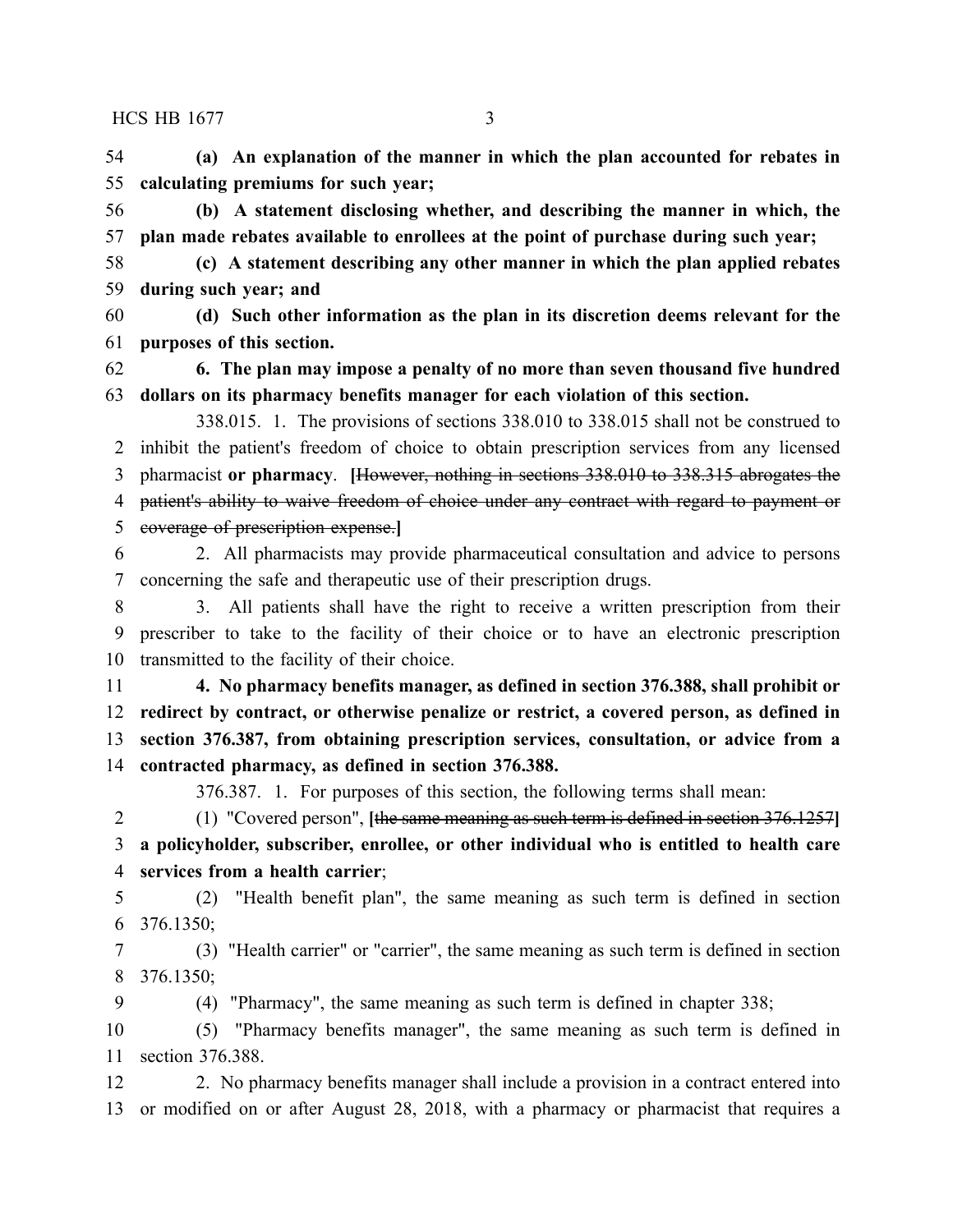**(a) An explanation of the manner in which the plan accounted for rebates in calculating premiums for such year;**

**(b) A statement disclosing whether, and describing the manner in which, the plan made rebates available to enrollees at the point of purchase during such year;**

**(c) A statement describing any other manner in which the plan applied rebates during such year; and**

**(d) Such other information as the plan in its discretion deems relevant for the purposes of this section.**

**6. The plan may impose a penalty of no more than seven thousand five hundred dollars on its pharmacy benefits manager for each violation of this section.**

338.015. 1. The provisions of sections 338.010 to 338.015 shall not be construed to inhibit the patient's freedom of choice to obtain prescription services from any licensed pharmacist **or pharmacy**. **[**~~However, nothing in sections 338.010 to 338.315 abrogates the patient's ability to waive freedom of choice under any contract with regard to payment or coverage of prescription expense.~~**]**

2. All pharmacists may provide pharmaceutical consultation and advice to persons concerning the safe and therapeutic use of their prescription drugs.

3. All patients shall have the right to receive a written prescription from their prescriber to take to the facility of their choice or to have an electronic prescription transmitted to the facility of their choice.

**4. No pharmacy benefits manager, as defined in section 376.388, shall prohibit or redirect by contract, or otherwise penalize or restrict, a covered person, as defined in section 376.387, from obtaining prescription services, consultation, or advice from a contracted pharmacy, as defined in section 376.388.**

376.387. 1. For purposes of this section, the following terms shall mean:

(1) "Covered person", **[**~~the same meaning as such term is defined in section 376.1257~~**]** **a policyholder, subscriber, enrollee, or other individual who is entitled to health care services from a health carrier**;

(2) "Health benefit plan", the same meaning as such term is defined in section 376.1350;

(3) "Health carrier" or "carrier", the same meaning as such term is defined in section 376.1350;

(4) "Pharmacy", the same meaning as such term is defined in chapter 338;

(5) "Pharmacy benefits manager", the same meaning as such term is defined in section 376.388.

2. No pharmacy benefits manager shall include a provision in a contract entered into or modified on or after August 28, 2018, with a pharmacy or pharmacist that requires a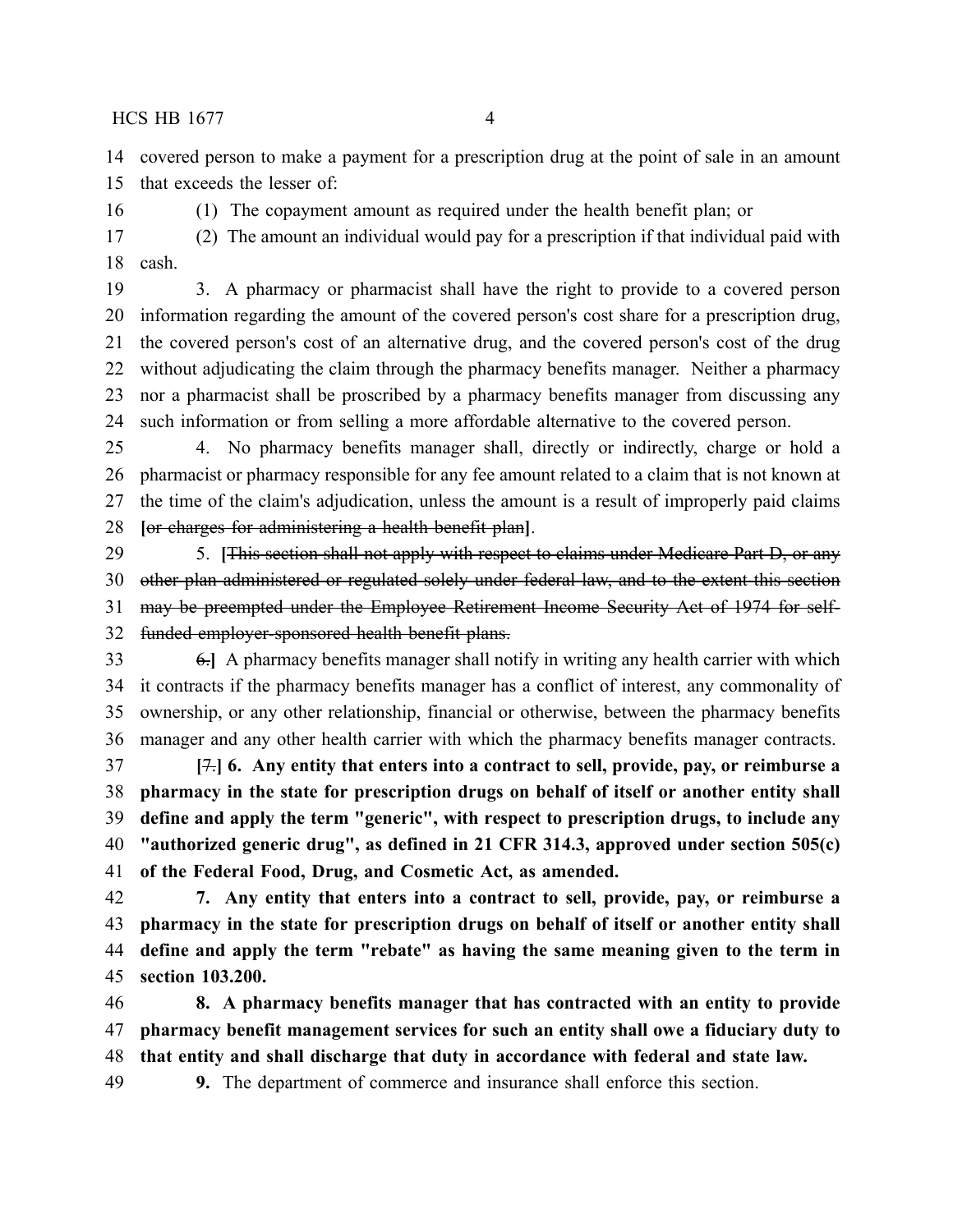covered person to make a payment for a prescription drug at the point of sale in an amount that exceeds the lesser of:

(1) The copayment amount as required under the health benefit plan; or

(2) The amount an individual would pay for a prescription if that individual paid with cash.

3. A pharmacy or pharmacist shall have the right to provide to a covered person information regarding the amount of the covered person's cost share for a prescription drug, the covered person's cost of an alternative drug, and the covered person's cost of the drug without adjudicating the claim through the pharmacy benefits manager. Neither a pharmacy nor a pharmacist shall be proscribed by a pharmacy benefits manager from discussing any such information or from selling a more affordable alternative to the covered person.

4. No pharmacy benefits manager shall, directly or indirectly, charge or hold a pharmacist or pharmacy responsible for any fee amount related to a claim that is not known at the time of the claim's adjudication, unless the amount is a result of improperly paid claims **[**~~or charges for administering a health benefit plan~~**]**.

5. **[**~~This section shall not apply with respect to claims under Medicare Part D, or any other plan administered or regulated solely under federal law, and to the extent this section may be preempted under the Employee Retirement Income Security Act of 1974 for self-funded employer-sponsored health benefit plans.~~

~~6.~~**]** A pharmacy benefits manager shall notify in writing any health carrier with which it contracts if the pharmacy benefits manager has a conflict of interest, any commonality of ownership, or any other relationship, financial or otherwise, between the pharmacy benefits manager and any other health carrier with which the pharmacy benefits manager contracts.

**[**~~7.~~**] 6. Any entity that enters into a contract to sell, provide, pay, or reimburse a pharmacy in the state for prescription drugs on behalf of itself or another entity shall define and apply the term "generic", with respect to prescription drugs, to include any "authorized generic drug", as defined in 21 CFR 314.3, approved under section 505(c) of the Federal Food, Drug, and Cosmetic Act, as amended.**

**7. Any entity that enters into a contract to sell, provide, pay, or reimburse a pharmacy in the state for prescription drugs on behalf of itself or another entity shall define and apply the term "rebate" as having the same meaning given to the term in section 103.200.**

**8. A pharmacy benefits manager that has contracted with an entity to provide pharmacy benefit management services for such an entity shall owe a fiduciary duty to that entity and shall discharge that duty in accordance with federal and state law.**

**9.** The department of commerce and insurance shall enforce this section.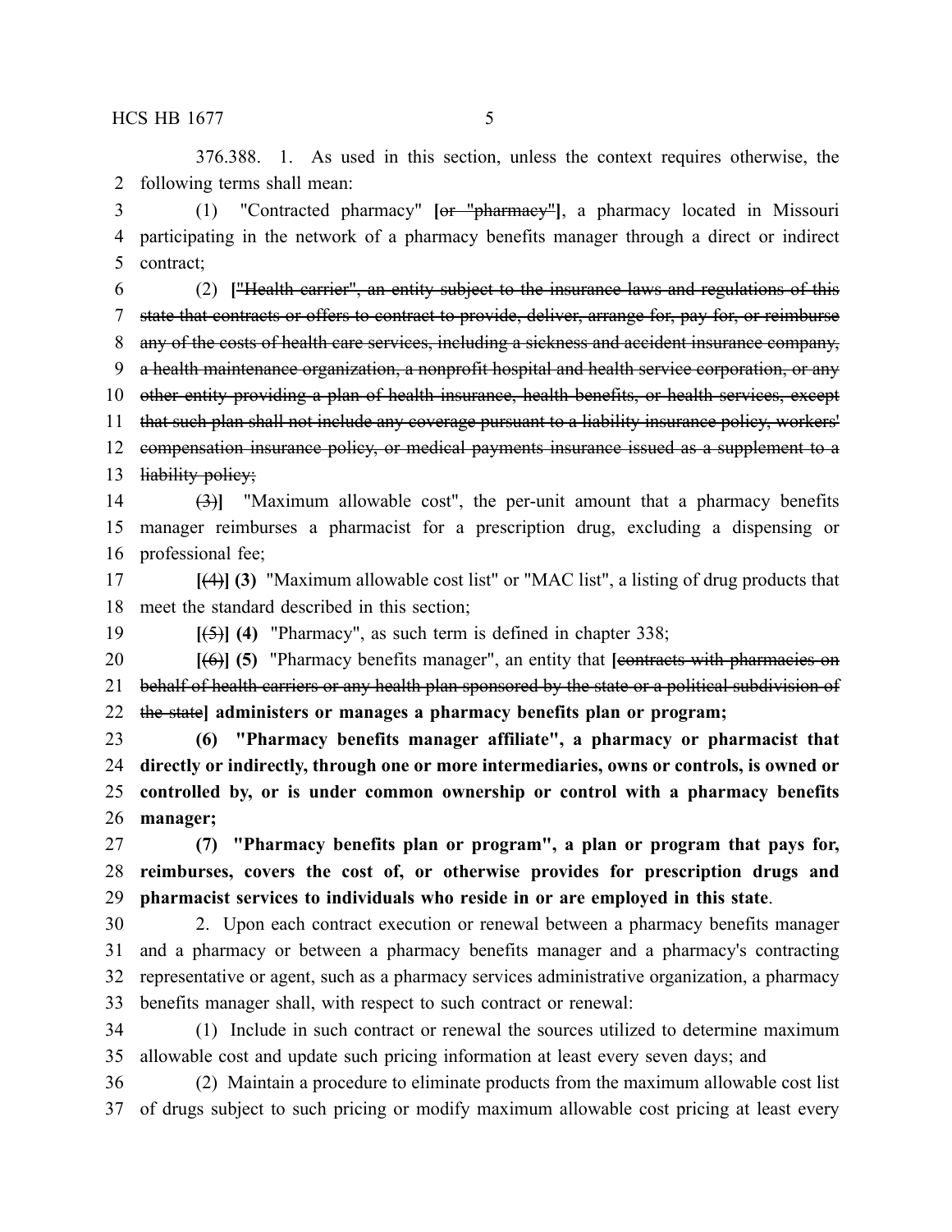376.388. 1. As used in this section, unless the context requires otherwise, the following terms shall mean:

(1) "Contracted pharmacy" **[**~~or "pharmacy"~~**]**, a pharmacy located in Missouri participating in the network of a pharmacy benefits manager through a direct or indirect contract;

(2) **[**~~"Health carrier", an entity subject to the insurance laws and regulations of this state that contracts or offers to contract to provide, deliver, arrange for, pay for, or reimburse any of the costs of health care services, including a sickness and accident insurance company, a health maintenance organization, a nonprofit hospital and health service corporation, or any other entity providing a plan of health insurance, health benefits, or health services, except that such plan shall not include any coverage pursuant to a liability insurance policy, workers' compensation insurance policy, or medical payments insurance issued as a supplement to a liability policy;~~

~~(3)~~**]** "Maximum allowable cost", the per-unit amount that a pharmacy benefits manager reimburses a pharmacist for a prescription drug, excluding a dispensing or professional fee;

**[**~~(4)~~**] (3)** "Maximum allowable cost list" or "MAC list", a listing of drug products that meet the standard described in this section;

**[**~~(5)~~**] (4)** "Pharmacy", as such term is defined in chapter 338;

**[**~~(6)~~**] (5)** "Pharmacy benefits manager", an entity that **[**~~contracts with pharmacies on behalf of health carriers or any health plan sponsored by the state or a political subdivision of the state~~**] administers or manages a pharmacy benefits plan or program;**

**(6) "Pharmacy benefits manager affiliate", a pharmacy or pharmacist that directly or indirectly, through one or more intermediaries, owns or controls, is owned or controlled by, or is under common ownership or control with a pharmacy benefits manager;**

**(7) "Pharmacy benefits plan or program", a plan or program that pays for, reimburses, covers the cost of, or otherwise provides for prescription drugs and pharmacist services to individuals who reside in or are employed in this state**.

2. Upon each contract execution or renewal between a pharmacy benefits manager and a pharmacy or between a pharmacy benefits manager and a pharmacy's contracting representative or agent, such as a pharmacy services administrative organization, a pharmacy benefits manager shall, with respect to such contract or renewal:

(1) Include in such contract or renewal the sources utilized to determine maximum allowable cost and update such pricing information at least every seven days; and

(2) Maintain a procedure to eliminate products from the maximum allowable cost list of drugs subject to such pricing or modify maximum allowable cost pricing at least every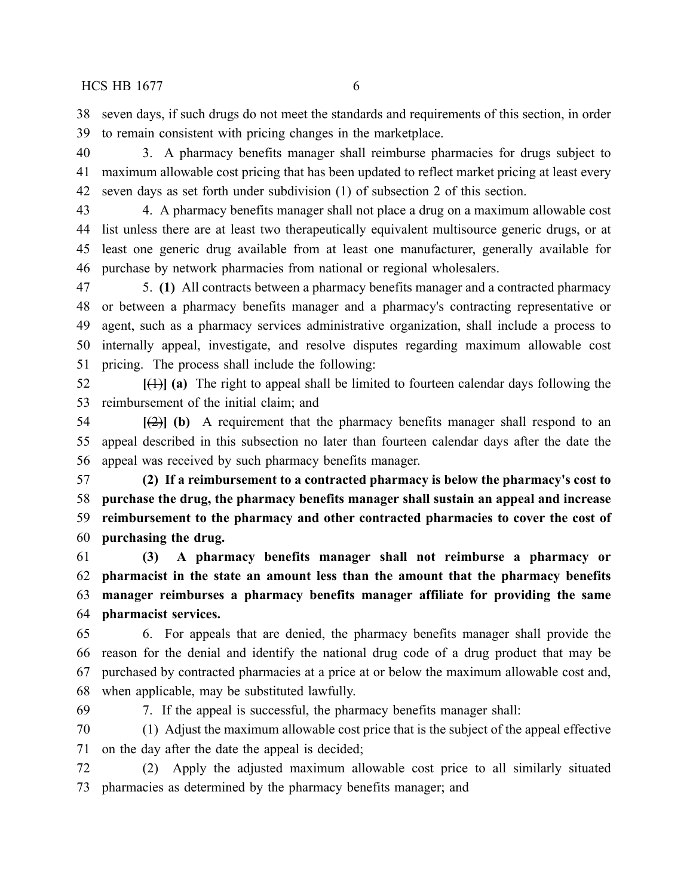seven days, if such drugs do not meet the standards and requirements of this section, in order to remain consistent with pricing changes in the marketplace.

3. A pharmacy benefits manager shall reimburse pharmacies for drugs subject to maximum allowable cost pricing that has been updated to reflect market pricing at least every seven days as set forth under subdivision (1) of subsection 2 of this section.

4. A pharmacy benefits manager shall not place a drug on a maximum allowable cost list unless there are at least two therapeutically equivalent multisource generic drugs, or at least one generic drug available from at least one manufacturer, generally available for purchase by network pharmacies from national or regional wholesalers.

5. **(1)** All contracts between a pharmacy benefits manager and a contracted pharmacy or between a pharmacy benefits manager and a pharmacy's contracting representative or agent, such as a pharmacy services administrative organization, shall include a process to internally appeal, investigate, and resolve disputes regarding maximum allowable cost pricing. The process shall include the following:

**[**~~(1)~~**] (a)** The right to appeal shall be limited to fourteen calendar days following the reimbursement of the initial claim; and

**[**~~(2)~~**] (b)** A requirement that the pharmacy benefits manager shall respond to an appeal described in this subsection no later than fourteen calendar days after the date the appeal was received by such pharmacy benefits manager.

**(2) If a reimbursement to a contracted pharmacy is below the pharmacy's cost to purchase the drug, the pharmacy benefits manager shall sustain an appeal and increase reimbursement to the pharmacy and other contracted pharmacies to cover the cost of purchasing the drug.**

**(3) A pharmacy benefits manager shall not reimburse a pharmacy or pharmacist in the state an amount less than the amount that the pharmacy benefits manager reimburses a pharmacy benefits manager affiliate for providing the same pharmacist services.**

6. For appeals that are denied, the pharmacy benefits manager shall provide the reason for the denial and identify the national drug code of a drug product that may be purchased by contracted pharmacies at a price at or below the maximum allowable cost and, when applicable, may be substituted lawfully.

7. If the appeal is successful, the pharmacy benefits manager shall:

(1) Adjust the maximum allowable cost price that is the subject of the appeal effective on the day after the date the appeal is decided;

(2) Apply the adjusted maximum allowable cost price to all similarly situated pharmacies as determined by the pharmacy benefits manager; and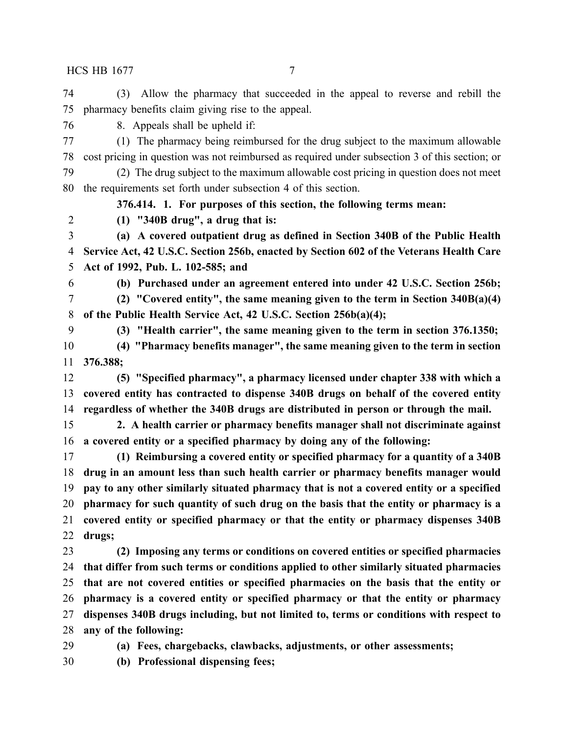(3) Allow the pharmacy that succeeded in the appeal to reverse and rebill the pharmacy benefits claim giving rise to the appeal.

8. Appeals shall be upheld if:

(1) The pharmacy being reimbursed for the drug subject to the maximum allowable cost pricing in question was not reimbursed as required under subsection 3 of this section; or

(2) The drug subject to the maximum allowable cost pricing in question does not meet the requirements set forth under subsection 4 of this section.

**376.414. 1. For purposes of this section, the following terms mean:**

**(1) "340B drug", a drug that is:**

**(a) A covered outpatient drug as defined in Section 340B of the Public Health Service Act, 42 U.S.C. Section 256b, enacted by Section 602 of the Veterans Health Care Act of 1992, Pub. L. 102-585; and**

**(b) Purchased under an agreement entered into under 42 U.S.C. Section 256b;**

**(2) "Covered entity", the same meaning given to the term in Section 340B(a)(4) of the Public Health Service Act, 42 U.S.C. Section 256b(a)(4);**

**(3) "Health carrier", the same meaning given to the term in section 376.1350;**

**(4) "Pharmacy benefits manager", the same meaning given to the term in section 376.388;**

**(5) "Specified pharmacy", a pharmacy licensed under chapter 338 with which a covered entity has contracted to dispense 340B drugs on behalf of the covered entity regardless of whether the 340B drugs are distributed in person or through the mail.**

**2. A health carrier or pharmacy benefits manager shall not discriminate against a covered entity or a specified pharmacy by doing any of the following:**

**(1) Reimbursing a covered entity or specified pharmacy for a quantity of a 340B drug in an amount less than such health carrier or pharmacy benefits manager would pay to any other similarly situated pharmacy that is not a covered entity or a specified pharmacy for such quantity of such drug on the basis that the entity or pharmacy is a covered entity or specified pharmacy or that the entity or pharmacy dispenses 340B drugs;**

**(2) Imposing any terms or conditions on covered entities or specified pharmacies that differ from such terms or conditions applied to other similarly situated pharmacies that are not covered entities or specified pharmacies on the basis that the entity or pharmacy is a covered entity or specified pharmacy or that the entity or pharmacy dispenses 340B drugs including, but not limited to, terms or conditions with respect to any of the following:**

**(a) Fees, chargebacks, clawbacks, adjustments, or other assessments;**

**(b) Professional dispensing fees;**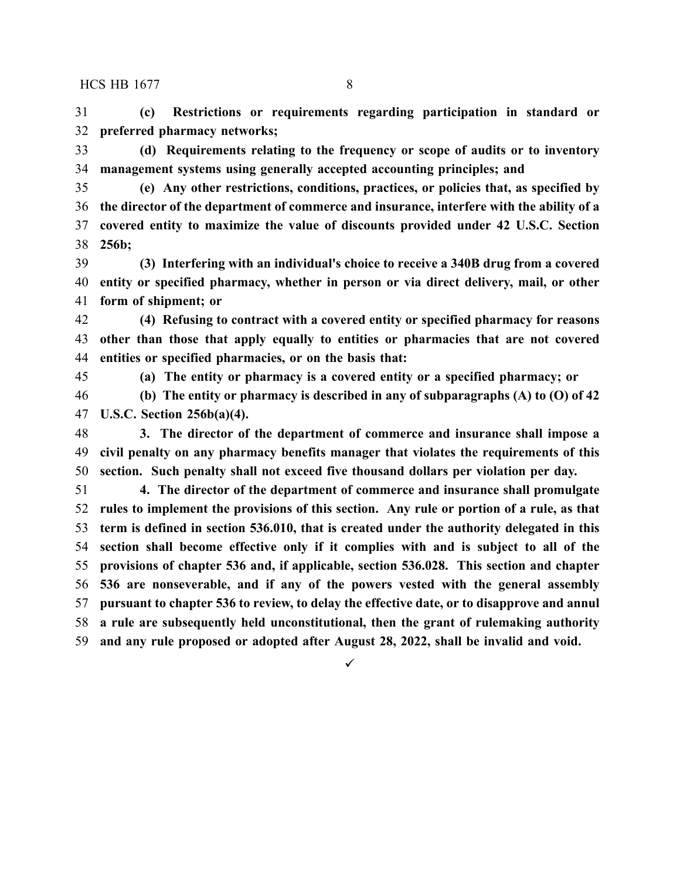**(c) Restrictions or requirements regarding participation in standard or preferred pharmacy networks;**

**(d) Requirements relating to the frequency or scope of audits or to inventory management systems using generally accepted accounting principles; and**

**(e) Any other restrictions, conditions, practices, or policies that, as specified by the director of the department of commerce and insurance, interfere with the ability of a covered entity to maximize the value of discounts provided under 42 U.S.C. Section 256b;**

**(3) Interfering with an individual's choice to receive a 340B drug from a covered entity or specified pharmacy, whether in person or via direct delivery, mail, or other form of shipment; or**

**(4) Refusing to contract with a covered entity or specified pharmacy for reasons other than those that apply equally to entities or pharmacies that are not covered entities or specified pharmacies, or on the basis that:**

**(a) The entity or pharmacy is a covered entity or a specified pharmacy; or**

**(b) The entity or pharmacy is described in any of subparagraphs (A) to (O) of 42 U.S.C. Section 256b(a)(4).**

**3. The director of the department of commerce and insurance shall impose a civil penalty on any pharmacy benefits manager that violates the requirements of this section. Such penalty shall not exceed five thousand dollars per violation per day.**

**4. The director of the department of commerce and insurance shall promulgate rules to implement the provisions of this section. Any rule or portion of a rule, as that term is defined in section 536.010, that is created under the authority delegated in this section shall become effective only if it complies with and is subject to all of the provisions of chapter 536 and, if applicable, section 536.028. This section and chapter 536 are nonseverable, and if any of the powers vested with the general assembly pursuant to chapter 536 to review, to delay the effective date, or to disapprove and annul a rule are subsequently held unconstitutional, then the grant of rulemaking authority and any rule proposed or adopted after August 28, 2022, shall be invalid and void.**

✓